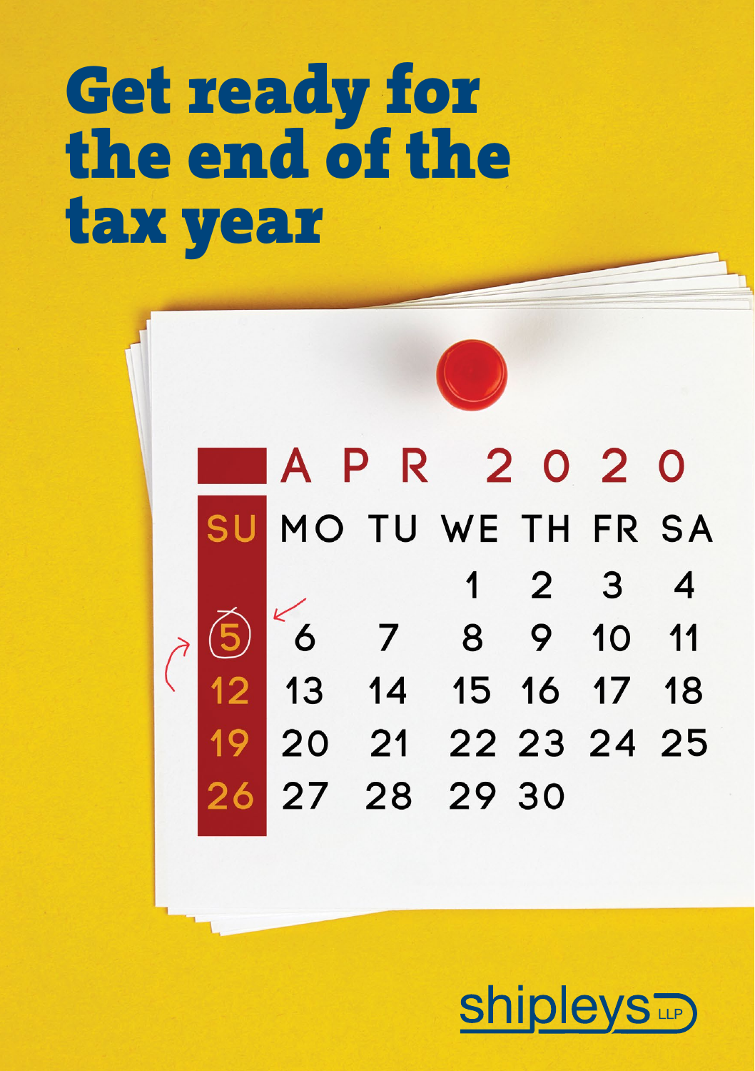# Get ready for the end of the tax year

| SU | MO | TU | WE | TH | FR | SA |
|---|---|---|---|---|---|---|
| | | | 1 | 2 | 3 | 4 |
| 5 | 6 | 7 | 8 | 9 | 10 | 11 |
| 12 | 13 | 14 | 15 | 16 | 17 | 18 |
| 19 | 20 | 21 | 22 | 23 | 24 | 25 |
| 26 | 27 | 28 | 29 | 30 | | |

APR 2020

shipleys LLP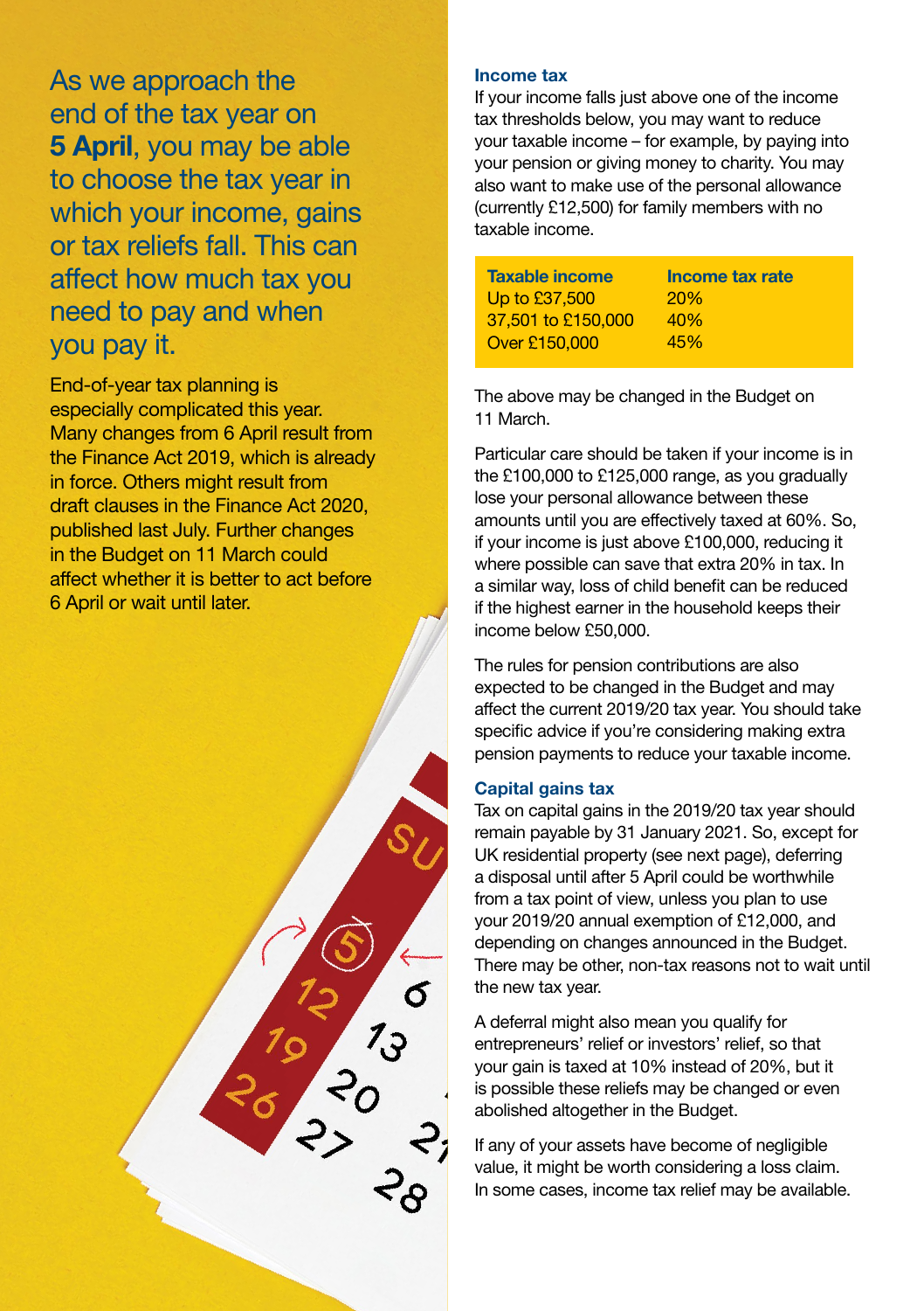As we approach the end of the tax year on **5 April**, you may be able to choose the tax year in which your income, gains or tax reliefs fall. This can affect how much tax you need to pay and when you pay it.

End-of-year tax planning is especially complicated this year. Many changes from 6 April result from the Finance Act 2019, which is already in force. Others might result from draft clauses in the Finance Act 2020, published last July. Further changes in the Budget on 11 March could affect whether it is better to act before 6 April or wait until later.

### Income tax

If your income falls just above one of the income tax thresholds below, you may want to reduce your taxable income – for example, by paying into your pension or giving money to charity. You may also want to make use of the personal allowance (currently £12,500) for family members with no taxable income.

| Taxable income | Income tax rate |
| --- | --- |
| Up to £37,500 | 20% |
| 37,501 to £150,000 | 40% |
| Over £150,000 | 45% |

The above may be changed in the Budget on 11 March.

Particular care should be taken if your income is in the £100,000 to £125,000 range, as you gradually lose your personal allowance between these amounts until you are effectively taxed at 60%. So, if your income is just above £100,000, reducing it where possible can save that extra 20% in tax. In a similar way, loss of child benefit can be reduced if the highest earner in the household keeps their income below £50,000.

The rules for pension contributions are also expected to be changed in the Budget and may affect the current 2019/20 tax year. You should take specific advice if you're considering making extra pension payments to reduce your taxable income.

### Capital gains tax

Tax on capital gains in the 2019/20 tax year should remain payable by 31 January 2021. So, except for UK residential property (see next page), deferring a disposal until after 5 April could be worthwhile from a tax point of view, unless you plan to use your 2019/20 annual exemption of £12,000, and depending on changes announced in the Budget. There may be other, non-tax reasons not to wait until the new tax year.

A deferral might also mean you qualify for entrepreneurs' relief or investors' relief, so that your gain is taxed at 10% instead of 20%, but it is possible these reliefs may be changed or even abolished altogether in the Budget.

If any of your assets have become of negligible value, it might be worth considering a loss claim. In some cases, income tax relief may be available.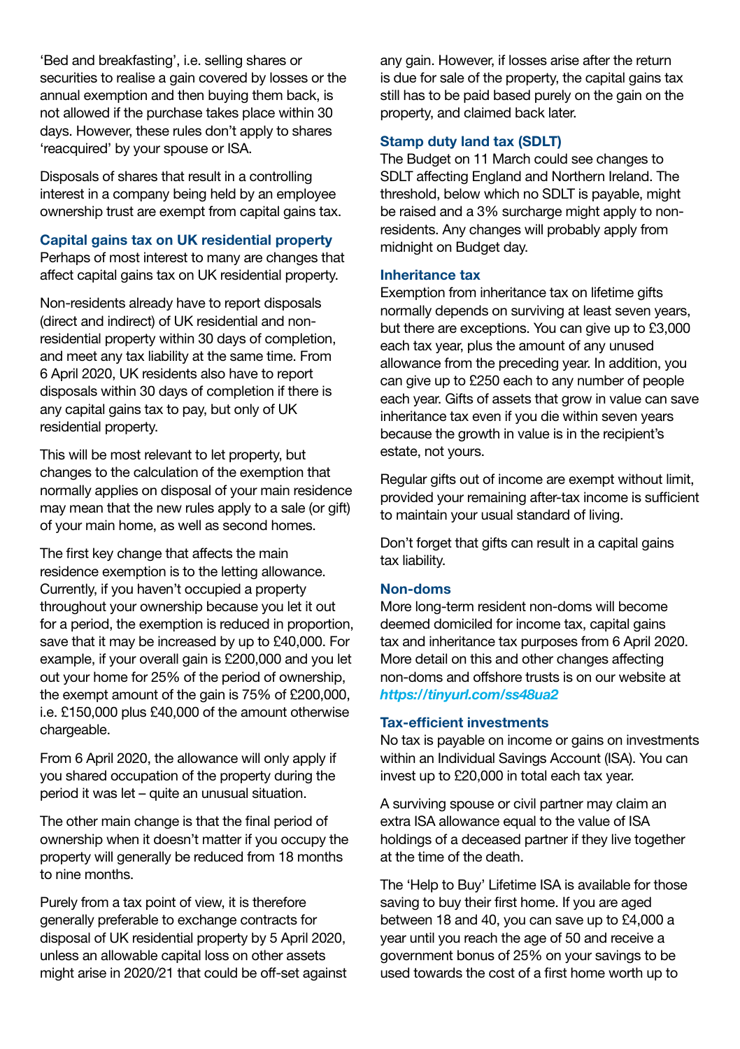'Bed and breakfasting', i.e. selling shares or securities to realise a gain covered by losses or the annual exemption and then buying them back, is not allowed if the purchase takes place within 30 days. However, these rules don't apply to shares 'reacquired' by your spouse or ISA.

Disposals of shares that result in a controlling interest in a company being held by an employee ownership trust are exempt from capital gains tax.

### Capital gains tax on UK residential property

Perhaps of most interest to many are changes that affect capital gains tax on UK residential property.

Non-residents already have to report disposals (direct and indirect) of UK residential and non-residential property within 30 days of completion, and meet any tax liability at the same time. From 6 April 2020, UK residents also have to report disposals within 30 days of completion if there is any capital gains tax to pay, but only of UK residential property.

This will be most relevant to let property, but changes to the calculation of the exemption that normally applies on disposal of your main residence may mean that the new rules apply to a sale (or gift) of your main home, as well as second homes.

The first key change that affects the main residence exemption is to the letting allowance. Currently, if you haven't occupied a property throughout your ownership because you let it out for a period, the exemption is reduced in proportion, save that it may be increased by up to £40,000. For example, if your overall gain is £200,000 and you let out your home for 25% of the period of ownership, the exempt amount of the gain is 75% of £200,000, i.e. £150,000 plus £40,000 of the amount otherwise chargeable.

From 6 April 2020, the allowance will only apply if you shared occupation of the property during the period it was let – quite an unusual situation.

The other main change is that the final period of ownership when it doesn't matter if you occupy the property will generally be reduced from 18 months to nine months.

Purely from a tax point of view, it is therefore generally preferable to exchange contracts for disposal of UK residential property by 5 April 2020, unless an allowable capital loss on other assets might arise in 2020/21 that could be off-set against any gain. However, if losses arise after the return is due for sale of the property, the capital gains tax still has to be paid based purely on the gain on the property, and claimed back later.

### Stamp duty land tax (SDLT)

The Budget on 11 March could see changes to SDLT affecting England and Northern Ireland. The threshold, below which no SDLT is payable, might be raised and a 3% surcharge might apply to non-residents. Any changes will probably apply from midnight on Budget day.

### Inheritance tax

Exemption from inheritance tax on lifetime gifts normally depends on surviving at least seven years, but there are exceptions. You can give up to £3,000 each tax year, plus the amount of any unused allowance from the preceding year. In addition, you can give up to £250 each to any number of people each year. Gifts of assets that grow in value can save inheritance tax even if you die within seven years because the growth in value is in the recipient's estate, not yours.

Regular gifts out of income are exempt without limit, provided your remaining after-tax income is sufficient to maintain your usual standard of living.

Don't forget that gifts can result in a capital gains tax liability.

### Non-doms

More long-term resident non-doms will become deemed domiciled for income tax, capital gains tax and inheritance tax purposes from 6 April 2020. More detail on this and other changes affecting non-doms and offshore trusts is on our website at ***https://tinyurl.com/ss48ua2***

### Tax-efficient investments

No tax is payable on income or gains on investments within an Individual Savings Account (ISA). You can invest up to £20,000 in total each tax year.

A surviving spouse or civil partner may claim an extra ISA allowance equal to the value of ISA holdings of a deceased partner if they live together at the time of the death.

The 'Help to Buy' Lifetime ISA is available for those saving to buy their first home. If you are aged between 18 and 40, you can save up to £4,000 a year until you reach the age of 50 and receive a government bonus of 25% on your savings to be used towards the cost of a first home worth up to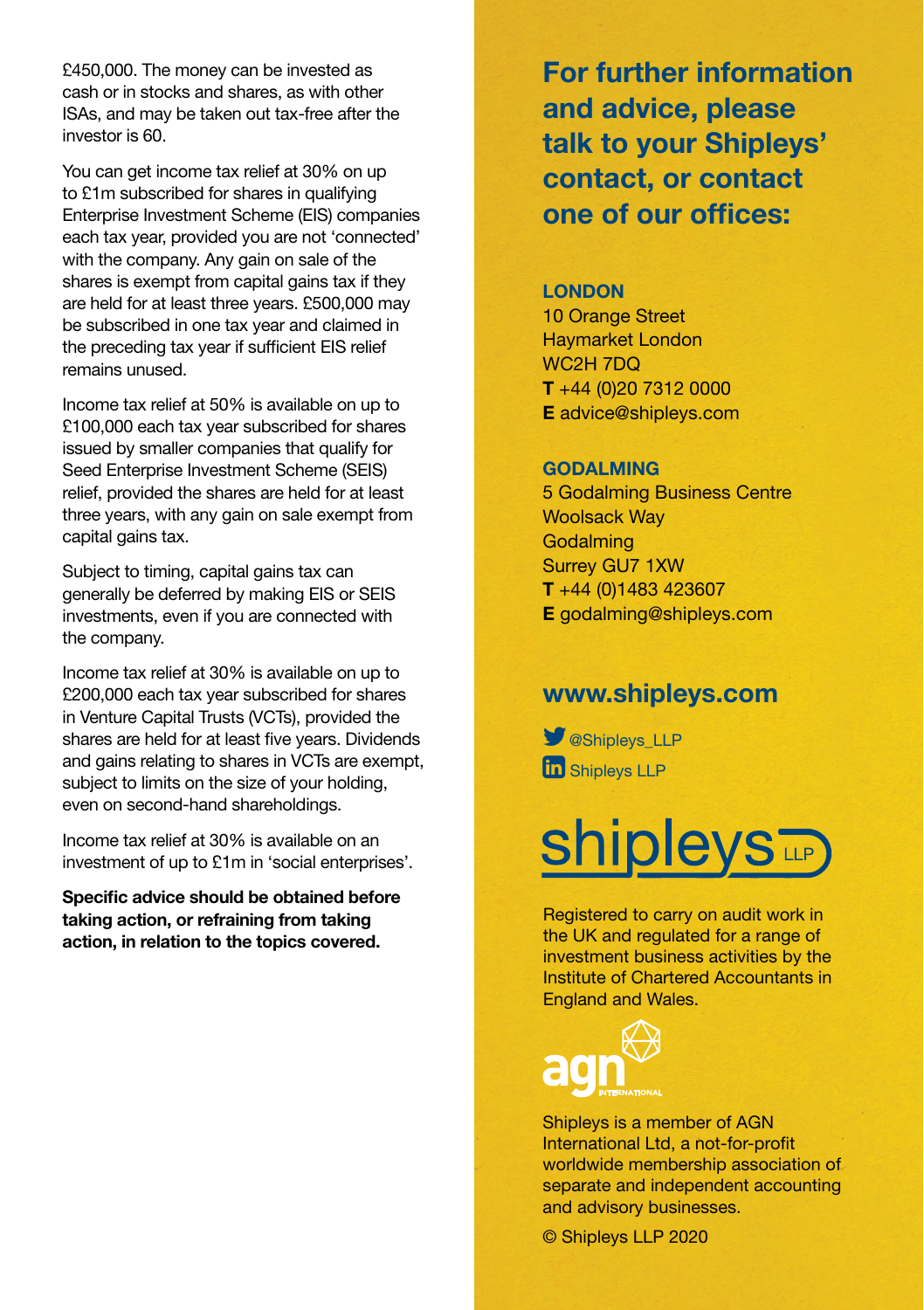£450,000. The money can be invested as cash or in stocks and shares, as with other ISAs, and may be taken out tax-free after the investor is 60.

You can get income tax relief at 30% on up to £1m subscribed for shares in qualifying Enterprise Investment Scheme (EIS) companies each tax year, provided you are not 'connected' with the company. Any gain on sale of the shares is exempt from capital gains tax if they are held for at least three years. £500,000 may be subscribed in one tax year and claimed in the preceding tax year if sufficient EIS relief remains unused.

Income tax relief at 50% is available on up to £100,000 each tax year subscribed for shares issued by smaller companies that qualify for Seed Enterprise Investment Scheme (SEIS) relief, provided the shares are held for at least three years, with any gain on sale exempt from capital gains tax.

Subject to timing, capital gains tax can generally be deferred by making EIS or SEIS investments, even if you are connected with the company.

Income tax relief at 30% is available on up to £200,000 each tax year subscribed for shares in Venture Capital Trusts (VCTs), provided the shares are held for at least five years. Dividends and gains relating to shares in VCTs are exempt, subject to limits on the size of your holding, even on second-hand shareholdings.

Income tax relief at 30% is available on an investment of up to £1m in 'social enterprises'.

**Specific advice should be obtained before taking action, or refraining from taking action, in relation to the topics covered.**

## For further information and advice, please talk to your Shipleys' contact, or contact one of our offices:

**LONDON**
10 Orange Street
Haymarket London
WC2H 7DQ
**T** +44 (0)20 7312 0000
**E** advice@shipleys.com

**GODALMING**
5 Godalming Business Centre
Woolsack Way
Godalming
Surrey GU7 1XW
**T** +44 (0)1483 423607
**E** godalming@shipleys.com

**www.shipleys.com**

@Shipleys_LLP
Shipleys LLP

shipleys LLP

Registered to carry on audit work in the UK and regulated for a range of investment business activities by the Institute of Chartered Accountants in England and Wales.

agn INTERNATIONAL

Shipleys is a member of AGN International Ltd, a not-for-profit worldwide membership association of separate and independent accounting and advisory businesses.

© Shipleys LLP 2020